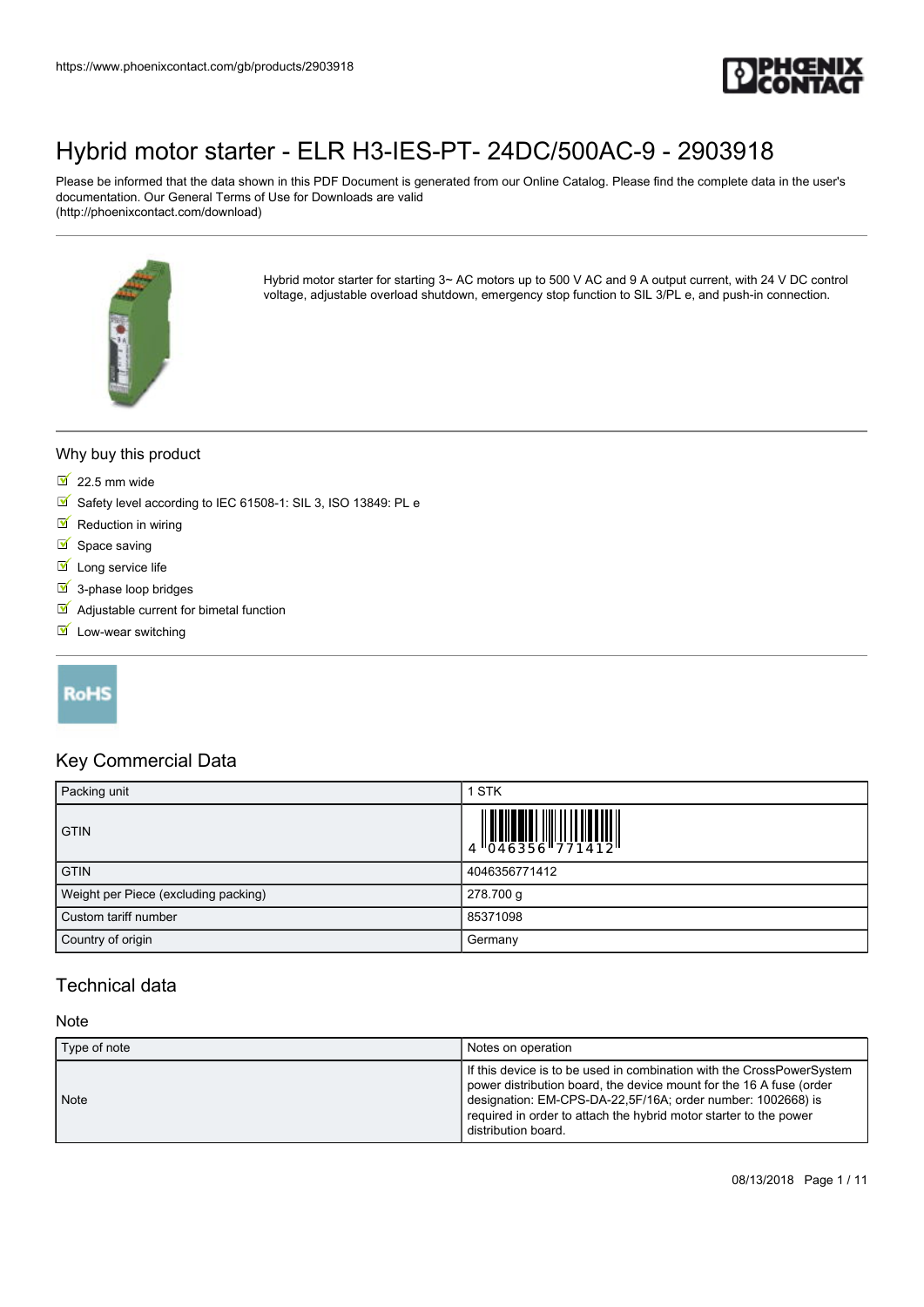https://www.phoenixcontact.com/gb/products/2903918

# Hybrid motor starter - ELR H3-IES-PT- 24DC/500AC-9 - 2903918

Please be informed that the data shown in this PDF Document is generated from our Online Catalog. Please find the complete data in the user's documentation. Our General Terms of Use for Downloads are valid (http://phoenixcontact.com/download)

Hybrid motor starter for starting 3~ AC motors up to 500 V AC and 9 A output current, with 24 V DC control voltage, adjustable overload shutdown, emergency stop function to SIL 3/PL e, and push-in connection.

## Why buy this product

- 22.5 mm wide
- Safety level according to IEC 61508-1: SIL 3, ISO 13849: PL e
- Reduction in wiring
- Space saving
- Long service life
- 3-phase loop bridges
- Adjustable current for bimetal function
- Low-wear switching

RoHS

## Key Commercial Data

| | |
|---|---|
| Packing unit | 1 STK |
| GTIN | 4 046356 771412 |
| GTIN | 4046356771412 |
| Weight per Piece (excluding packing) | 278.700 g |
| Custom tariff number | 85371098 |
| Country of origin | Germany |

## Technical data

### Note

| | |
|---|---|
| Type of note | Notes on operation |
| Note | If this device is to be used in combination with the CrossPowerSystem power distribution board, the device mount for the 16 A fuse (order designation: EM-CPS-DA-22,5F/16A; order number: 1002668) is required in order to attach the hybrid motor starter to the power distribution board. |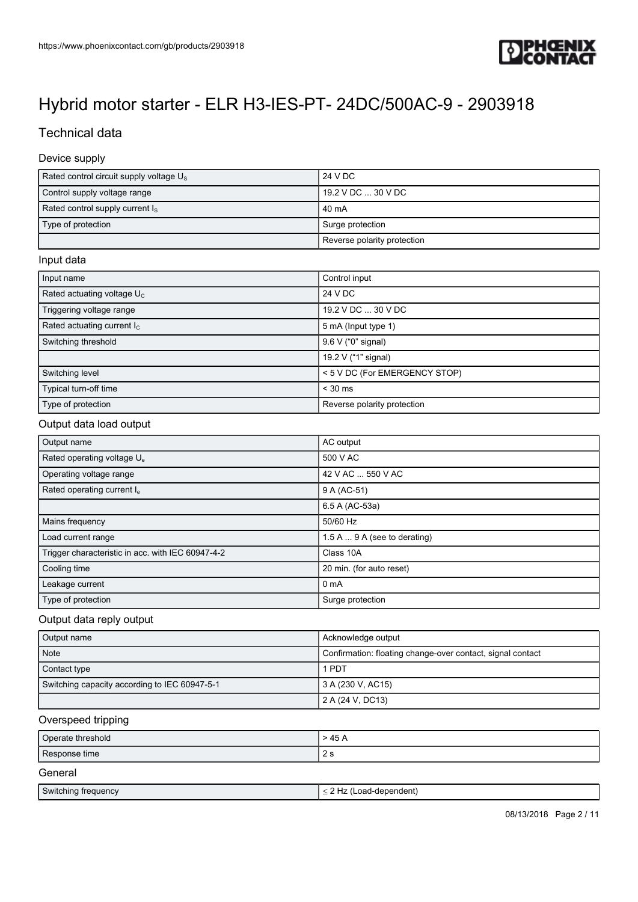# Hybrid motor starter - ELR H3-IES-PT- 24DC/500AC-9 - 2903918

## Technical data

### Device supply

| | |
|---|---|
| Rated control circuit supply voltage $U_S$ | 24 V DC |
| Control supply voltage range | 19.2 V DC ... 30 V DC |
| Rated control supply current $I_S$ | 40 mA |
| Type of protection | Surge protection |
| | Reverse polarity protection |

### Input data

| | |
|---|---|
| Input name | Control input |
| Rated actuating voltage $U_C$ | 24 V DC |
| Triggering voltage range | 19.2 V DC ... 30 V DC |
| Rated actuating current $I_C$ | 5 mA (Input type 1) |
| Switching threshold | 9.6 V (“0” signal) |
| | 19.2 V (“1” signal) |
| Switching level | < 5 V DC (For EMERGENCY STOP) |
| Typical turn-off time | < 30 ms |
| Type of protection | Reverse polarity protection |

### Output data load output

| | |
|---|---|
| Output name | AC output |
| Rated operating voltage $U_e$ | 500 V AC |
| Operating voltage range | 42 V AC ... 550 V AC |
| Rated operating current $I_e$ | 9 A (AC-51) |
| | 6.5 A (AC-53a) |
| Mains frequency | 50/60 Hz |
| Load current range | 1.5 A ... 9 A (see to derating) |
| Trigger characteristic in acc. with IEC 60947-4-2 | Class 10A |
| Cooling time | 20 min. (for auto reset) |
| Leakage current | 0 mA |
| Type of protection | Surge protection |

### Output data reply output

| | |
|---|---|
| Output name | Acknowledge output |
| Note | Confirmation: floating change-over contact, signal contact |
| Contact type | 1 PDT |
| Switching capacity according to IEC 60947-5-1 | 3 A (230 V, AC15) |
| | 2 A (24 V, DC13) |

### Overspeed tripping

| | |
|---|---|
| Operate threshold | > 45 A |
| Response time | 2 s |

### General

| | |
|---|---|
| Switching frequency | ≤ 2 Hz (Load-dependent) |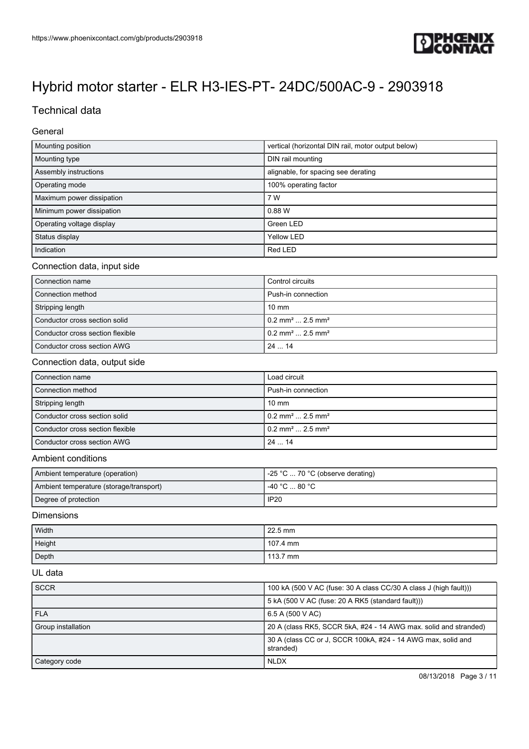# Hybrid motor starter - ELR H3-IES-PT- 24DC/500AC-9 - 2903918

## Technical data

### General

| | |
|---|---|
| Mounting position | vertical (horizontal DIN rail, motor output below) |
| Mounting type | DIN rail mounting |
| Assembly instructions | alignable, for spacing see derating |
| Operating mode | 100% operating factor |
| Maximum power dissipation | 7 W |
| Minimum power dissipation | 0.88 W |
| Operating voltage display | Green LED |
| Status display | Yellow LED |
| Indication | Red LED |

### Connection data, input side

| | |
|---|---|
| Connection name | Control circuits |
| Connection method | Push-in connection |
| Stripping length | 10 mm |
| Conductor cross section solid | 0.2 mm² ... 2.5 mm² |
| Conductor cross section flexible | 0.2 mm² ... 2.5 mm² |
| Conductor cross section AWG | 24 ... 14 |

### Connection data, output side

| | |
|---|---|
| Connection name | Load circuit |
| Connection method | Push-in connection |
| Stripping length | 10 mm |
| Conductor cross section solid | 0.2 mm² ... 2.5 mm² |
| Conductor cross section flexible | 0.2 mm² ... 2.5 mm² |
| Conductor cross section AWG | 24 ... 14 |

### Ambient conditions

| | |
|---|---|
| Ambient temperature (operation) | -25 °C ... 70 °C (observe derating) |
| Ambient temperature (storage/transport) | -40 °C ... 80 °C |
| Degree of protection | IP20 |

### Dimensions

| | |
|---|---|
| Width | 22.5 mm |
| Height | 107.4 mm |
| Depth | 113.7 mm |

### UL data

| | |
|---|---|
| SCCR | 100 kA (500 V AC (fuse: 30 A class CC/30 A class J (high fault))) |
| | 5 kA (500 V AC (fuse: 20 A RK5 (standard fault))) |
| FLA | 6.5 A (500 V AC) |
| Group installation | 20 A (class RK5, SCCR 5kA, #24 - 14 AWG max. solid and stranded) |
| | 30 A (class CC or J, SCCR 100kA, #24 - 14 AWG max, solid and stranded) |
| Category code | NLDX |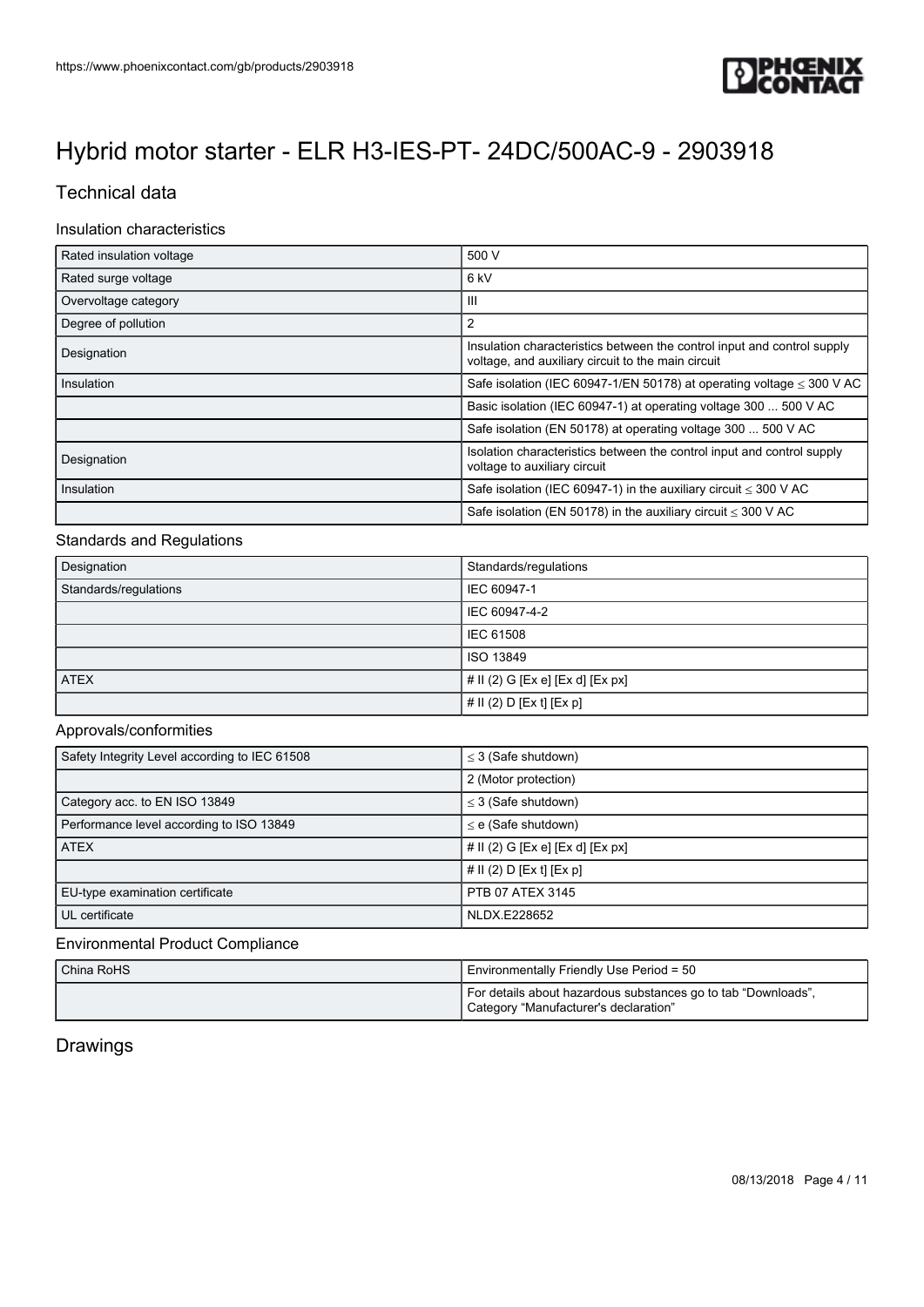# Hybrid motor starter - ELR H3-IES-PT- 24DC/500AC-9 - 2903918

## Technical data

### Insulation characteristics

| | |
|---|---|
| Rated insulation voltage | 500 V |
| Rated surge voltage | 6 kV |
| Overvoltage category | III |
| Degree of pollution | 2 |
| Designation | Insulation characteristics between the control input and control supply voltage, and auxiliary circuit to the main circuit |
| Insulation | Safe isolation (IEC 60947-1/EN 50178) at operating voltage ≤ 300 V AC |
| | Basic isolation (IEC 60947-1) at operating voltage 300 ... 500 V AC |
| | Safe isolation (EN 50178) at operating voltage 300 ... 500 V AC |
| Designation | Isolation characteristics between the control input and control supply voltage to auxiliary circuit |
| Insulation | Safe isolation (IEC 60947-1) in the auxiliary circuit ≤ 300 V AC |
| | Safe isolation (EN 50178) in the auxiliary circuit ≤ 300 V AC |

### Standards and Regulations

| | |
|---|---|
| Designation | Standards/regulations |
| Standards/regulations | IEC 60947-1 |
| | IEC 60947-4-2 |
| | IEC 61508 |
| | ISO 13849 |
| ATEX | # II (2) G [Ex e] [Ex d] [Ex px] |
| | # II (2) D [Ex t] [Ex p] |

### Approvals/conformities

| | |
|---|---|
| Safety Integrity Level according to IEC 61508 | ≤ 3 (Safe shutdown) |
| | 2 (Motor protection) |
| Category acc. to EN ISO 13849 | ≤ 3 (Safe shutdown) |
| Performance level according to ISO 13849 | ≤ e (Safe shutdown) |
| ATEX | # II (2) G [Ex e] [Ex d] [Ex px] |
| | # II (2) D [Ex t] [Ex p] |
| EU-type examination certificate | PTB 07 ATEX 3145 |
| UL certificate | NLDX.E228652 |

### Environmental Product Compliance

| | |
|---|---|
| China RoHS | Environmentally Friendly Use Period = 50 |
| | For details about hazardous substances go to tab “Downloads”, Category “Manufacturer's declaration” |

## Drawings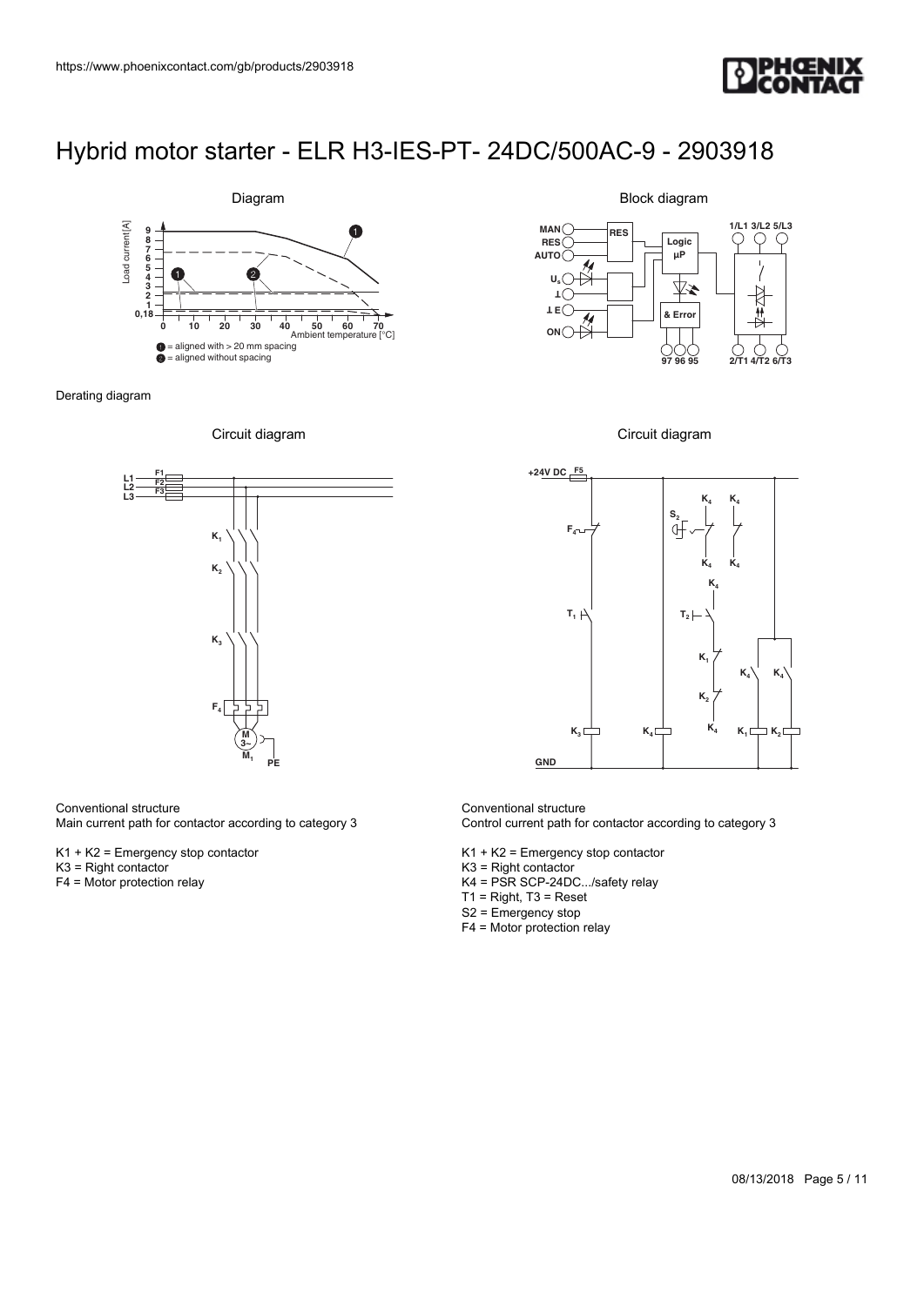# Hybrid motor starter - ELR H3-IES-PT- 24DC/500AC-9 - 2903918

Diagram

Derating diagram

Block diagram

Circuit diagram

Conventional structure
Main current path for contactor according to category 3

K1 + K2 = Emergency stop contactor
K3 = Right contactor
F4 = Motor protection relay

Circuit diagram

Conventional structure
Control current path for contactor according to category 3

K1 + K2 = Emergency stop contactor
K3 = Right contactor
K4 = PSR SCP-24DC.../safety relay
T1 = Right, T3 = Reset
S2 = Emergency stop
F4 = Motor protection relay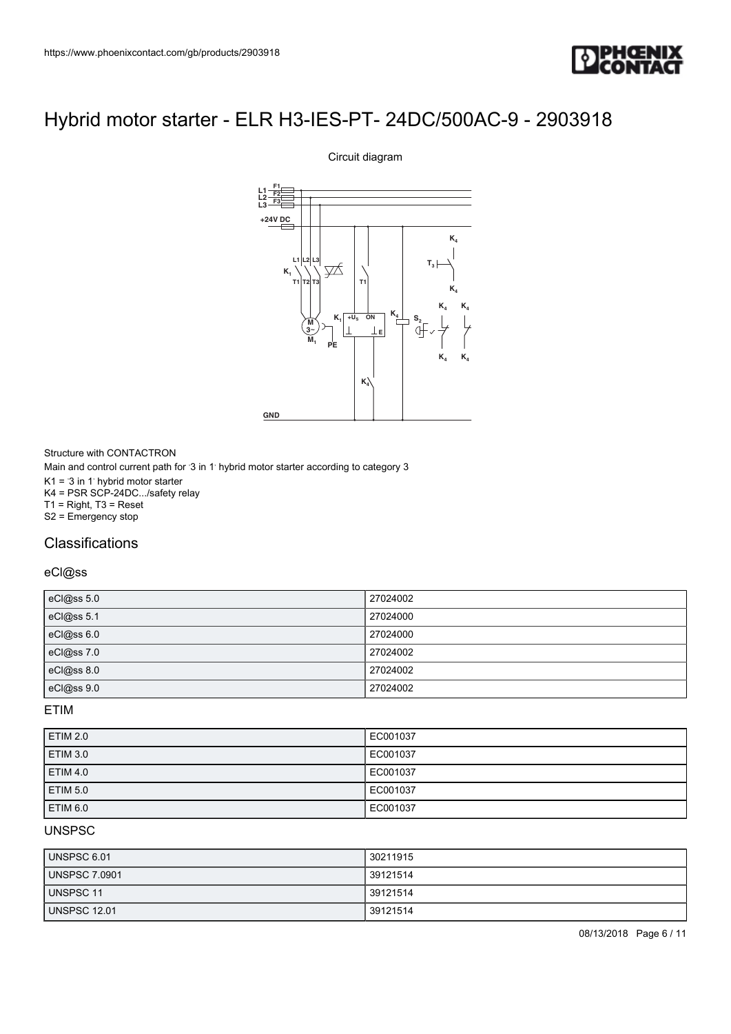# Hybrid motor starter - ELR H3-IES-PT- 24DC/500AC-9 - 2903918

Circuit diagram

L1
L2
L3
F1
F2
F3
+24V DC
K4
T3
K4
K1
L1 L2 L3
T1 T2 T3
T1
K4 K4
K1 +US ON
K4
S2
M 3~
M1
PE
E
K4 K4
K4
GND

Structure with CONTACTRON

Main and control current path for '3 in 1' hybrid motor starter according to category 3

K1 = '3 in 1' hybrid motor starter

K4 = PSR SCP-24DC.../safety relay

T1 = Right, T3 = Reset

S2 = Emergency stop

## Classifications

### eCl@ss

| | |
|---|---|
| eCl@ss 5.0 | 27024002 |
| eCl@ss 5.1 | 27024000 |
| eCl@ss 6.0 | 27024000 |
| eCl@ss 7.0 | 27024002 |
| eCl@ss 8.0 | 27024002 |
| eCl@ss 9.0 | 27024002 |

### ETIM

| | |
|---|---|
| ETIM 2.0 | EC001037 |
| ETIM 3.0 | EC001037 |
| ETIM 4.0 | EC001037 |
| ETIM 5.0 | EC001037 |
| ETIM 6.0 | EC001037 |

### UNSPSC

| | |
|---|---|
| UNSPSC 6.01 | 30211915 |
| UNSPSC 7.0901 | 39121514 |
| UNSPSC 11 | 39121514 |
| UNSPSC 12.01 | 39121514 |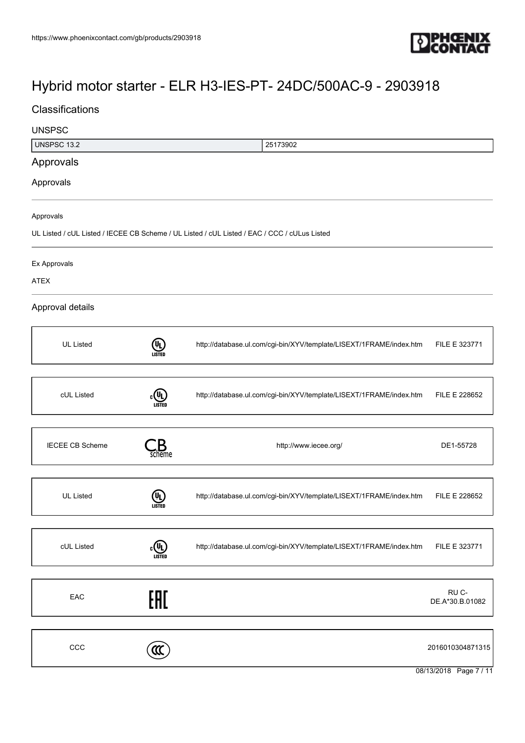# Hybrid motor starter - ELR H3-IES-PT- 24DC/500AC-9 - 2903918

## Classifications

### UNSPSC

| | |
|---|---|
| UNSPSC 13.2 | 25173902 |

## Approvals

### Approvals

Approvals

UL Listed / cUL Listed / IECEE CB Scheme / UL Listed / cUL Listed / EAC / CCC / cULus Listed

Ex Approvals

ATEX

### Approval details

| | | |
|---|---|---|
| UL Listed | http://database.ul.com/cgi-bin/XYV/template/LISEXT/1FRAME/index.htm | FILE E 323771 |
| cUL Listed | http://database.ul.com/cgi-bin/XYV/template/LISEXT/1FRAME/index.htm | FILE E 228652 |
| IECEE CB Scheme | http://www.iecee.org/ | DE1-55728 |
| UL Listed | http://database.ul.com/cgi-bin/XYV/template/LISEXT/1FRAME/index.htm | FILE E 228652 |
| cUL Listed | http://database.ul.com/cgi-bin/XYV/template/LISEXT/1FRAME/index.htm | FILE E 323771 |
| EAC | | RU C-DE.A*30.B.01082 |
| CCC | | 2016010304871315 |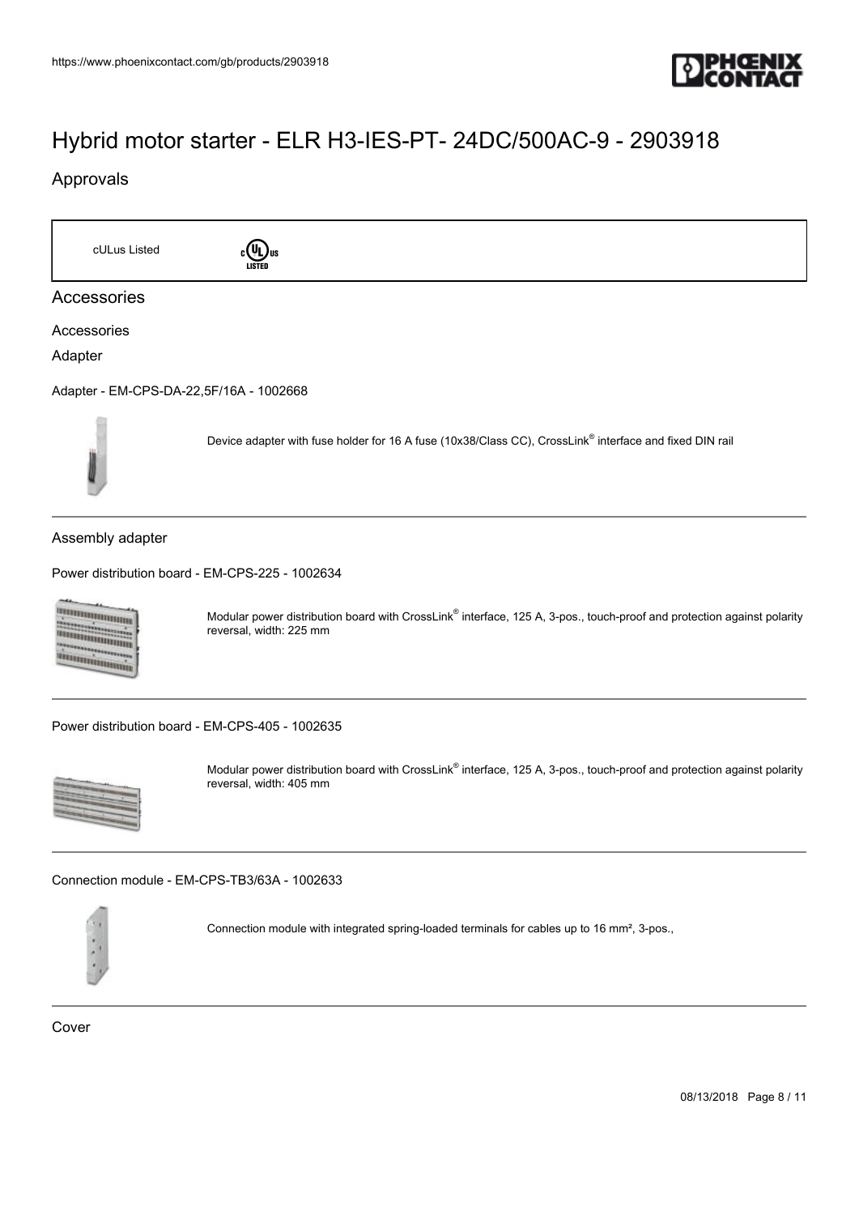# Hybrid motor starter - ELR H3-IES-PT- 24DC/500AC-9 - 2903918

## Approvals

| cULus Listed | |
|---|---|

## Accessories

### Accessories

#### Adapter

Adapter - EM-CPS-DA-22,5F/16A - 1002668

Device adapter with fuse holder for 16 A fuse (10x38/Class CC), CrossLink® interface and fixed DIN rail

#### Assembly adapter

Power distribution board - EM-CPS-225 - 1002634

Modular power distribution board with CrossLink® interface, 125 A, 3-pos., touch-proof and protection against polarity reversal, width: 225 mm

Power distribution board - EM-CPS-405 - 1002635

Modular power distribution board with CrossLink® interface, 125 A, 3-pos., touch-proof and protection against polarity reversal, width: 405 mm

Connection module - EM-CPS-TB3/63A - 1002633

Connection module with integrated spring-loaded terminals for cables up to 16 mm², 3-pos.,

#### Cover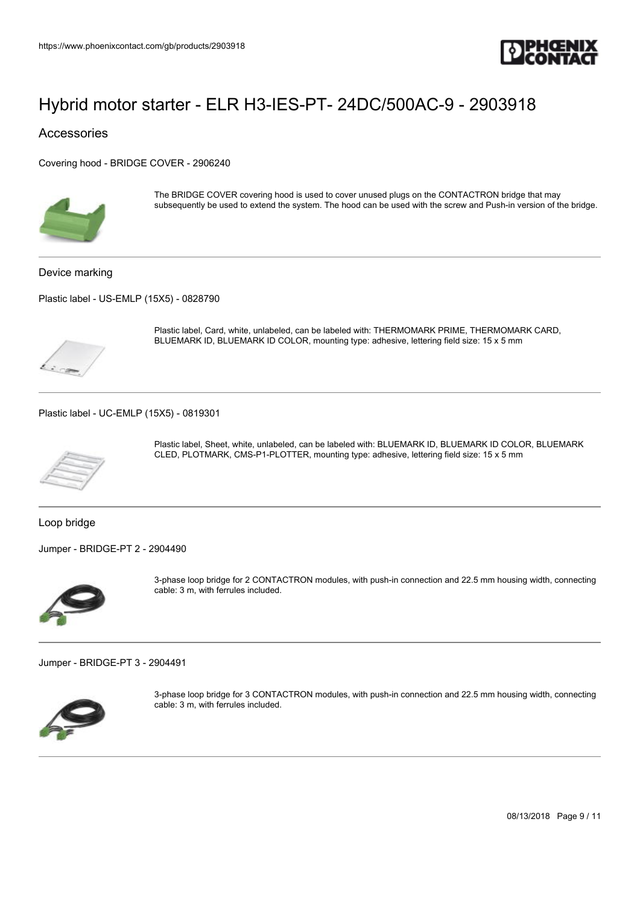# Hybrid motor starter - ELR H3-IES-PT- 24DC/500AC-9 - 2903918

## Accessories

Covering hood - BRIDGE COVER - 2906240

The BRIDGE COVER covering hood is used to cover unused plugs on the CONTACTRON bridge that may subsequently be used to extend the system. The hood can be used with the screw and Push-in version of the bridge.

### Device marking

Plastic label - US-EMLP (15X5) - 0828790

Plastic label, Card, white, unlabeled, can be labeled with: THERMOMARK PRIME, THERMOMARK CARD, BLUEMARK ID, BLUEMARK ID COLOR, mounting type: adhesive, lettering field size: 15 x 5 mm

Plastic label - UC-EMLP (15X5) - 0819301

Plastic label, Sheet, white, unlabeled, can be labeled with: BLUEMARK ID, BLUEMARK ID COLOR, BLUEMARK CLED, PLOTMARK, CMS-P1-PLOTTER, mounting type: adhesive, lettering field size: 15 x 5 mm

### Loop bridge

Jumper - BRIDGE-PT 2 - 2904490

3-phase loop bridge for 2 CONTACTRON modules, with push-in connection and 22.5 mm housing width, connecting cable: 3 m, with ferrules included.

Jumper - BRIDGE-PT 3 - 2904491

3-phase loop bridge for 3 CONTACTRON modules, with push-in connection and 22.5 mm housing width, connecting cable: 3 m, with ferrules included.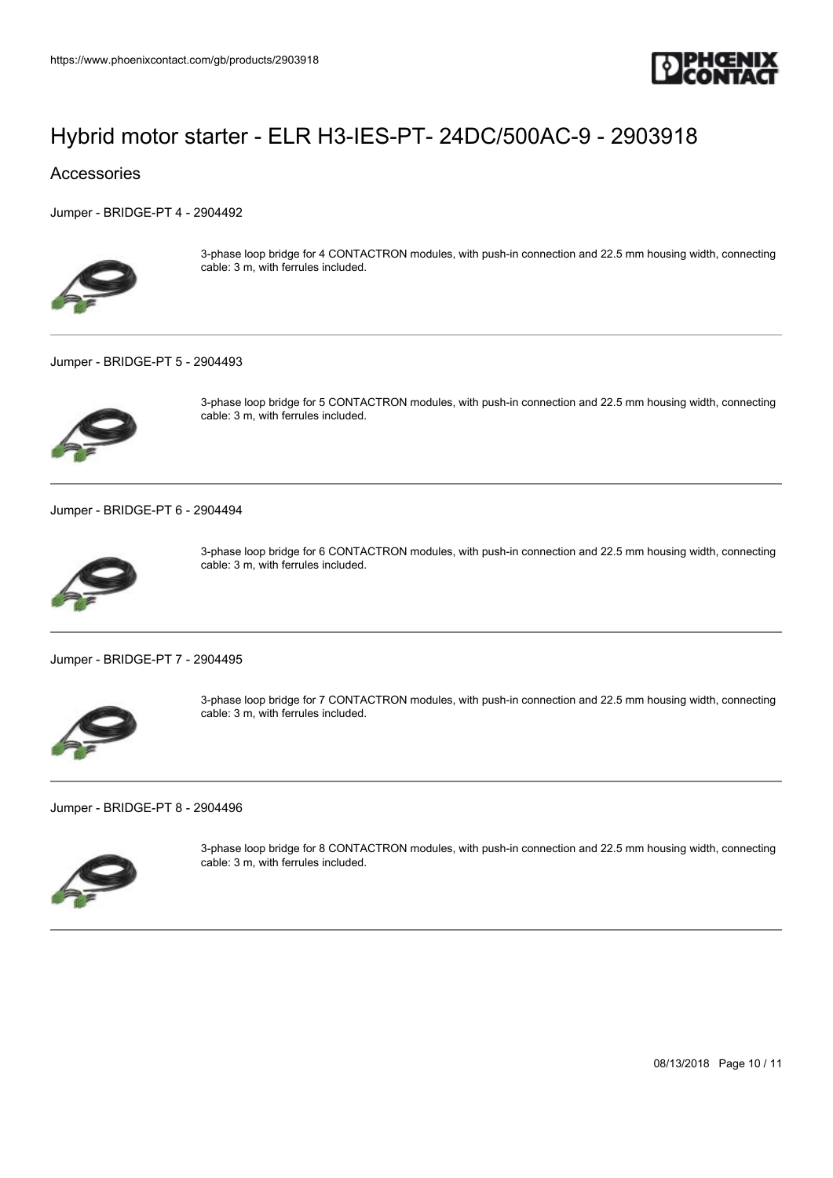# Hybrid motor starter - ELR H3-IES-PT- 24DC/500AC-9 - 2903918

## Accessories

Jumper - BRIDGE-PT 4 - 2904492

3-phase loop bridge for 4 CONTACTRON modules, with push-in connection and 22.5 mm housing width, connecting cable: 3 m, with ferrules included.

---

Jumper - BRIDGE-PT 5 - 2904493

3-phase loop bridge for 5 CONTACTRON modules, with push-in connection and 22.5 mm housing width, connecting cable: 3 m, with ferrules included.

---

Jumper - BRIDGE-PT 6 - 2904494

3-phase loop bridge for 6 CONTACTRON modules, with push-in connection and 22.5 mm housing width, connecting cable: 3 m, with ferrules included.

---

Jumper - BRIDGE-PT 7 - 2904495

3-phase loop bridge for 7 CONTACTRON modules, with push-in connection and 22.5 mm housing width, connecting cable: 3 m, with ferrules included.

---

Jumper - BRIDGE-PT 8 - 2904496

3-phase loop bridge for 8 CONTACTRON modules, with push-in connection and 22.5 mm housing width, connecting cable: 3 m, with ferrules included.

---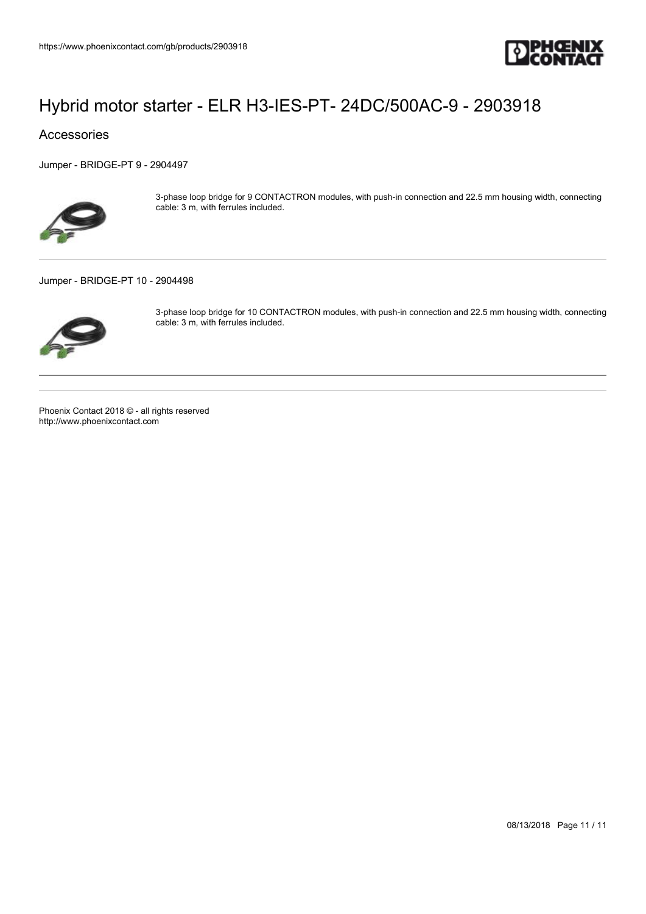# Hybrid motor starter - ELR H3-IES-PT- 24DC/500AC-9 - 2903918

## Accessories

Jumper - BRIDGE-PT 9 - 2904497

3-phase loop bridge for 9 CONTACTRON modules, with push-in connection and 22.5 mm housing width, connecting cable: 3 m, with ferrules included.

Jumper - BRIDGE-PT 10 - 2904498

3-phase loop bridge for 10 CONTACTRON modules, with push-in connection and 22.5 mm housing width, connecting cable: 3 m, with ferrules included.

Phoenix Contact 2018 © - all rights reserved
http://www.phoenixcontact.com